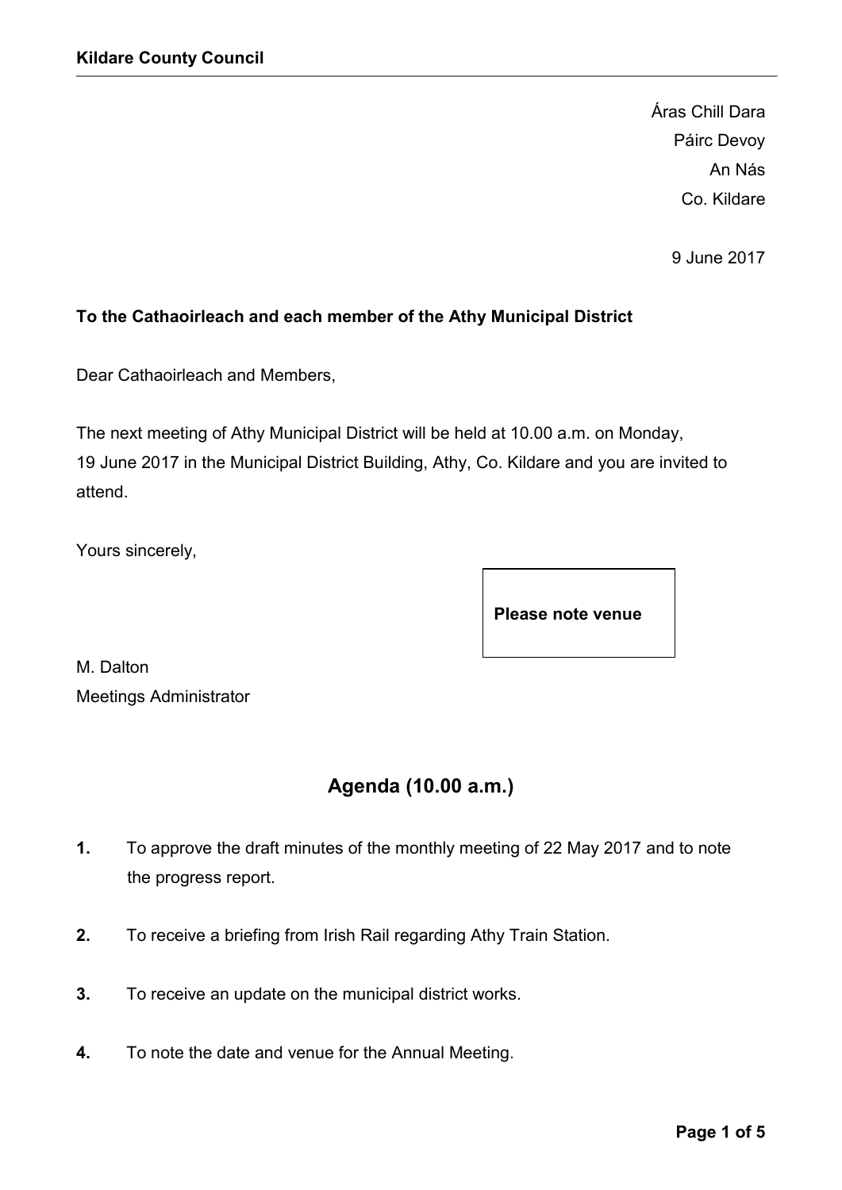**Kildare County Council**

Áras Chill Dara
Páirc Devoy
An Nás
Co. Kildare

9 June 2017

**To the Cathaoirleach and each member of the Athy Municipal District**

Dear Cathaoirleach and Members,

The next meeting of Athy Municipal District will be held at 10.00 a.m. on Monday, 19 June 2017 in the Municipal District Building, Athy, Co. Kildare and you are invited to attend.

Yours sincerely,

**Please note venue**

M. Dalton
Meetings Administrator

## Agenda (10.00 a.m.)

**1.** To approve the draft minutes of the monthly meeting of 22 May 2017 and to note the progress report.

**2.** To receive a briefing from Irish Rail regarding Athy Train Station.

**3.** To receive an update on the municipal district works.

**4.** To note the date and venue for the Annual Meeting.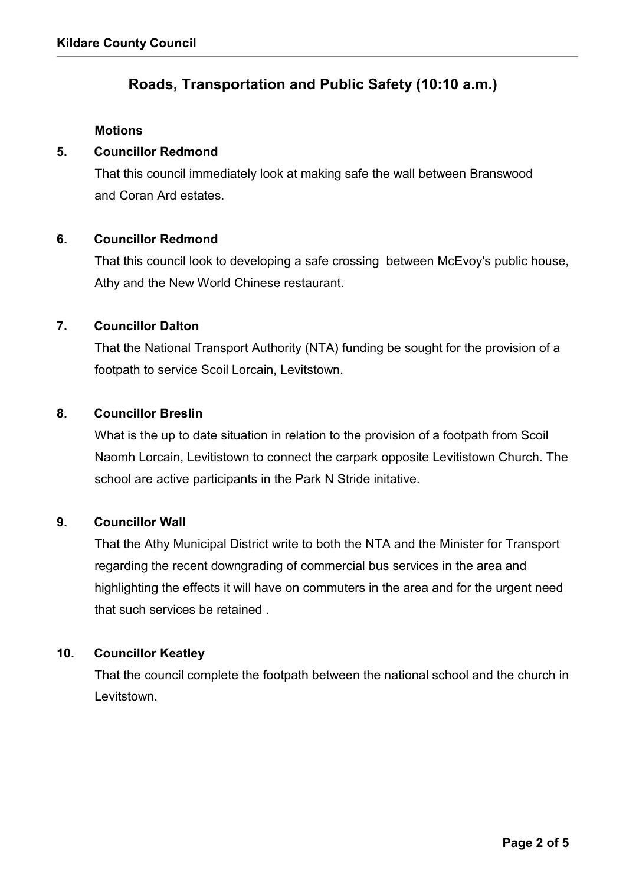## Roads, Transportation and Public Safety (10:10 a.m.)

**Motions**

**5. Councillor Redmond**

That this council immediately look at making safe the wall between Branswood and Coran Ard estates.

**6. Councillor Redmond**

That this council look to developing a safe crossing between McEvoy's public house, Athy and the New World Chinese restaurant.

**7. Councillor Dalton**

That the National Transport Authority (NTA) funding be sought for the provision of a footpath to service Scoil Lorcain, Levitstown.

**8. Councillor Breslin**

What is the up to date situation in relation to the provision of a footpath from Scoil Naomh Lorcain, Levitistown to connect the carpark opposite Levitistown Church. The school are active participants in the Park N Stride initative.

**9. Councillor Wall**

That the Athy Municipal District write to both the NTA and the Minister for Transport regarding the recent downgrading of commercial bus services in the area and highlighting the effects it will have on commuters in the area and for the urgent need that such services be retained .

**10. Councillor Keatley**

That the council complete the footpath between the national school and the church in Levitstown.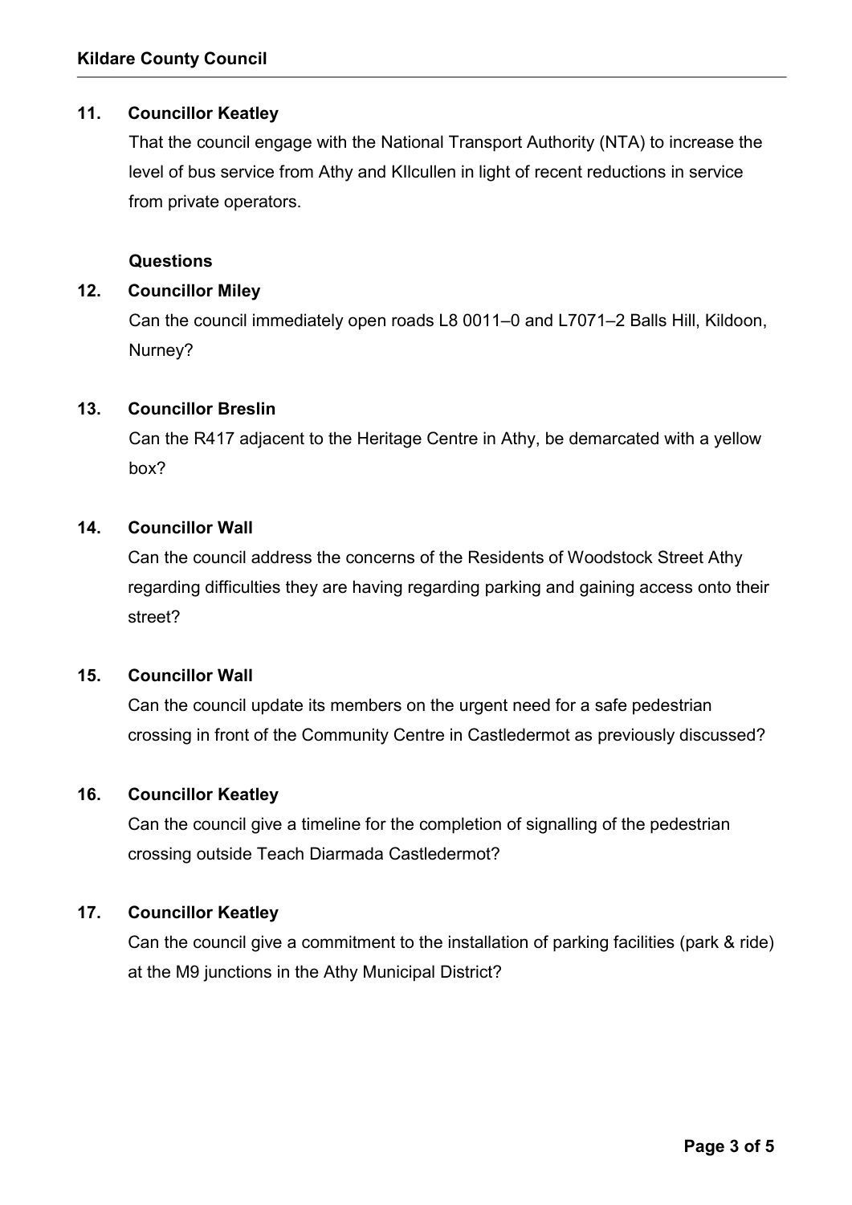**11. Councillor Keatley**

That the council engage with the National Transport Authority (NTA) to increase the level of bus service from Athy and KIlcullen in light of recent reductions in service from private operators.

**Questions**

**12. Councillor Miley**

Can the council immediately open roads L8 0011–0 and L7071–2 Balls Hill, Kildoon, Nurney?

**13. Councillor Breslin**

Can the R417 adjacent to the Heritage Centre in Athy, be demarcated with a yellow box?

**14. Councillor Wall**

Can the council address the concerns of the Residents of Woodstock Street Athy regarding difficulties they are having regarding parking and gaining access onto their street?

**15. Councillor Wall**

Can the council update its members on the urgent need for a safe pedestrian crossing in front of the Community Centre in Castledermot as previously discussed?

**16. Councillor Keatley**

Can the council give a timeline for the completion of signalling of the pedestrian crossing outside Teach Diarmada Castledermot?

**17. Councillor Keatley**

Can the council give a commitment to the installation of parking facilities (park & ride) at the M9 junctions in the Athy Municipal District?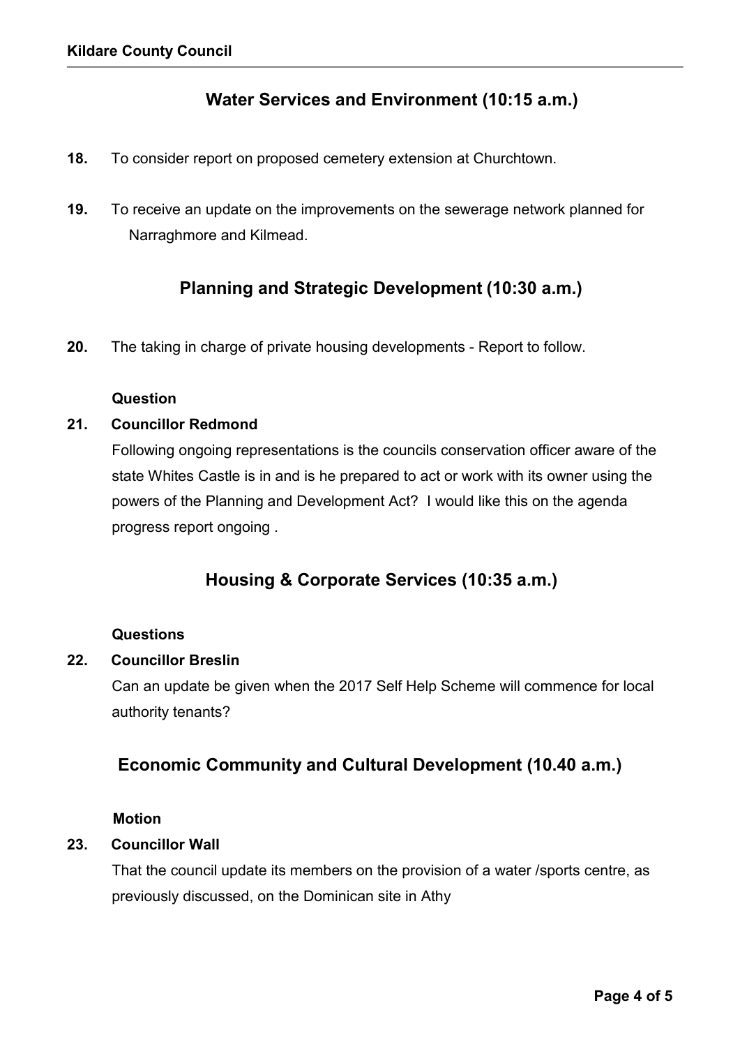## Water Services and Environment (10:15 a.m.)

**18.** To consider report on proposed cemetery extension at Churchtown.

**19.** To receive an update on the improvements on the sewerage network planned for Narraghmore and Kilmead.

## Planning and Strategic Development (10:30 a.m.)

**20.** The taking in charge of private housing developments - Report to follow.

**Question**

**21. Councillor Redmond**

Following ongoing representations is the councils conservation officer aware of the state Whites Castle is in and is he prepared to act or work with its owner using the powers of the Planning and Development Act? I would like this on the agenda progress report ongoing .

## Housing & Corporate Services (10:35 a.m.)

**Questions**

**22. Councillor Breslin**

Can an update be given when the 2017 Self Help Scheme will commence for local authority tenants?

## Economic Community and Cultural Development (10.40 a.m.)

**Motion**

**23. Councillor Wall**

That the council update its members on the provision of a water /sports centre, as previously discussed, on the Dominican site in Athy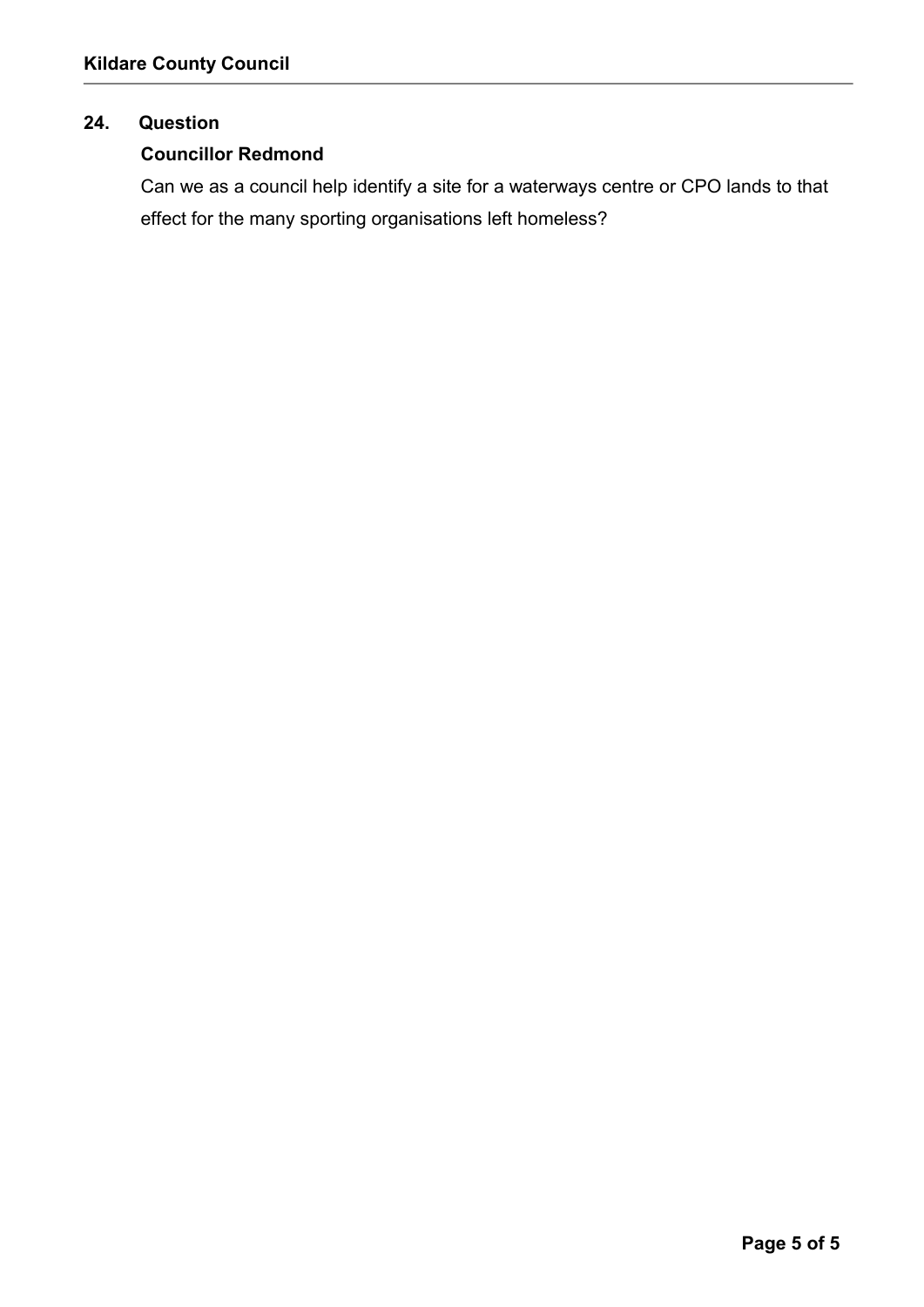**24. Question**

**Councillor Redmond**

Can we as a council help identify a site for a waterways centre or CPO lands to that effect for the many sporting organisations left homeless?